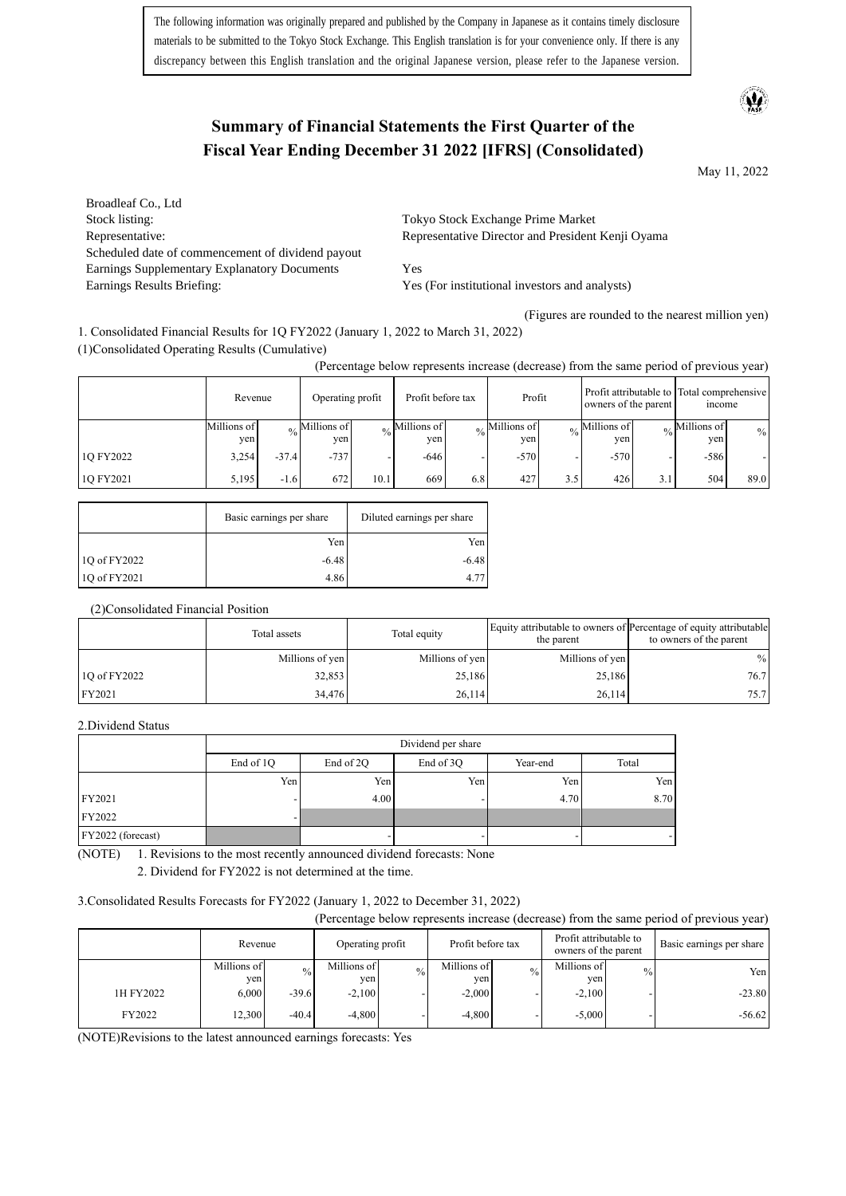The following information was originally prepared and published by the Company in Japanese as it contains timely disclosure materials to be submitted to the Tokyo Stock Exchange. This English translation is for your convenience only. If there is any discrepancy between this English translation and the original Japanese version, please refer to the Japanese version.

# Summary of Financial Statements the First Quarter of the Fiscal Year Ending December 31 2022 [IFRS] (Consolidated)

May 11, 2022

| | |
|---|---|
| Broadleaf Co., Ltd | |
| Stock listing: | Tokyo Stock Exchange Prime Market |
| Representative: | Representative Director and President Kenji Oyama |
| Scheduled date of commencement of dividend payout | |
| Earnings Supplementary Explanatory Documents | Yes |
| Earnings Results Briefing: | Yes (For institutional investors and analysts) |

(Figures are rounded to the nearest million yen)

1. Consolidated Financial Results for 1Q FY2022 (January 1, 2022 to March 31, 2022)

(1)Consolidated Operating Results (Cumulative)

(Percentage below represents increase (decrease) from the same period of previous year)

| | Revenue | | Operating profit | | Profit before tax | | Profit | | Profit attributable to owners of the parent | | Total comprehensive income | |
|---|---|---|---|---|---|---|---|---|---|---|---|---|
| | Millions of yen | % | Millions of yen | % | Millions of yen | % | Millions of yen | % | Millions of yen | % | Millions of yen | % |
| 1Q FY2022 | 3,254 | -37.4 | -737 | - | -646 | - | -570 | - | -570 | - | -586 | - |
| 1Q FY2021 | 5,195 | -1.6 | 672 | 10.1 | 669 | 6.8 | 427 | 3.5 | 426 | 3.1 | 504 | 89.0 |

| | Basic earnings per share | Diluted earnings per share |
|---|---|---|
| | Yen | Yen |
| 1Q of FY2022 | -6.48 | -6.48 |
| 1Q of FY2021 | 4.86 | 4.77 |

(2)Consolidated Financial Position

| | Total assets | Total equity | Equity attributable to owners of the parent | Percentage of equity attributable to owners of the parent |
|---|---|---|---|---|
| | Millions of yen | Millions of yen | Millions of yen | % |
| 1Q of FY2022 | 32,853 | 25,186 | 25,186 | 76.7 |
| FY2021 | 34,476 | 26,114 | 26,114 | 75.7 |

2.Dividend Status

| | Dividend per share | | | | |
|---|---|---|---|---|---|
| | End of 1Q | End of 2Q | End of 3Q | Year-end | Total |
| | Yen | Yen | Yen | Yen | Yen |
| FY2021 | - | 4.00 | - | 4.70 | 8.70 |
| FY2022 | - | | | | |
| FY2022 (forecast) | | - | - | - | - |

(NOTE) 1. Revisions to the most recently announced dividend forecasts: None

2. Dividend for FY2022 is not determined at the time.

3.Consolidated Results Forecasts for FY2022 (January 1, 2022 to December 31, 2022)

(Percentage below represents increase (decrease) from the same period of previous year)

| | Revenue | | Operating profit | | Profit before tax | | Profit attributable to owners of the parent | | Basic earnings per share |
|---|---|---|---|---|---|---|---|---|---|
| | Millions of yen | % | Millions of yen | % | Millions of yen | % | Millions of yen | % | Yen |
| 1H FY2022 | 6,000 | -39.6 | -2,100 | - | -2,000 | - | -2,100 | - | -23.80 |
| FY2022 | 12,300 | -40.4 | -4,800 | - | -4,800 | - | -5,000 | - | -56.62 |

(NOTE)Revisions to the latest announced earnings forecasts: Yes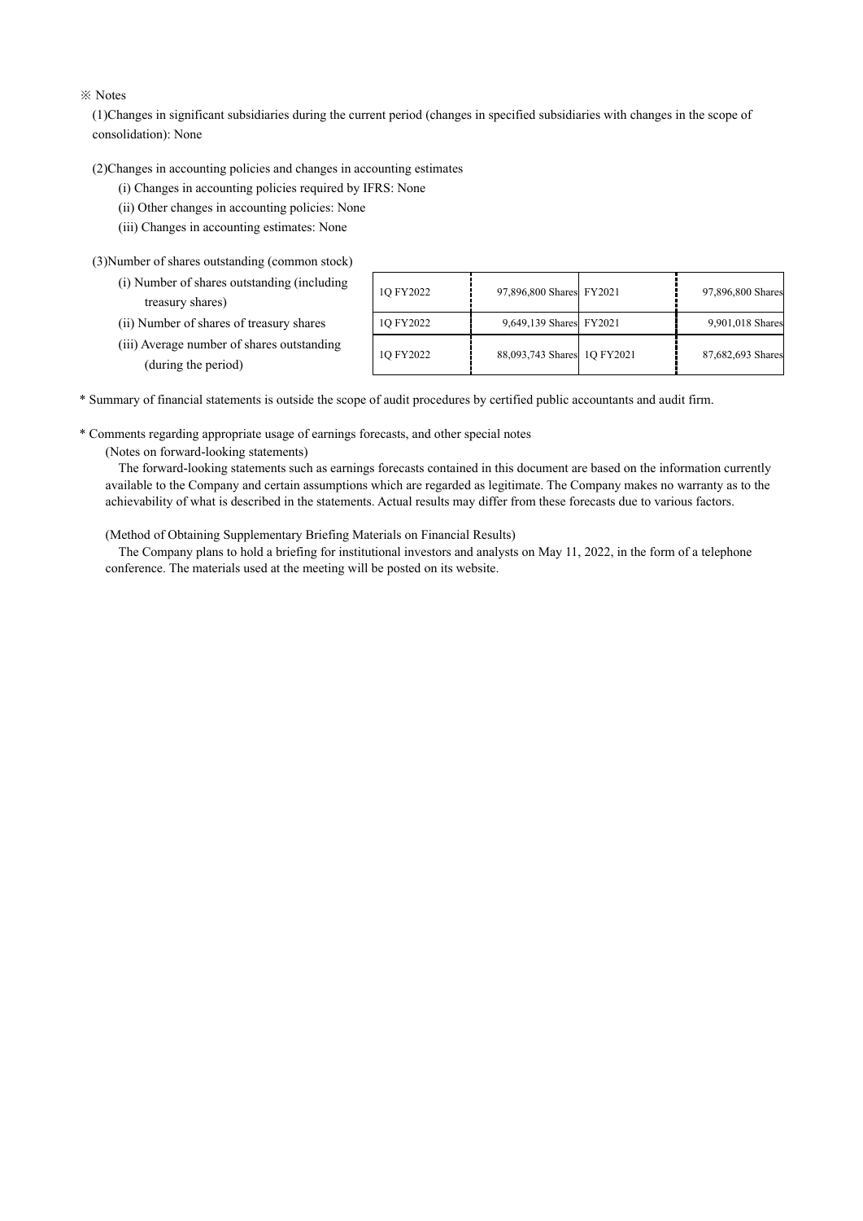※ Notes

(1)Changes in significant subsidiaries during the current period (changes in specified subsidiaries with changes in the scope of consolidation): None

(2)Changes in accounting policies and changes in accounting estimates

(i) Changes in accounting policies required by IFRS: None

(ii) Other changes in accounting policies: None

(iii) Changes in accounting estimates: None

(3)Number of shares outstanding (common stock)

| | | | | |
|---|---|---|---|---|
| (i) Number of shares outstanding (including treasury shares) | 1Q FY2022 | 97,896,800 Shares | FY2021 | 97,896,800 Shares |
| (ii) Number of shares of treasury shares | 1Q FY2022 | 9,649,139 Shares | FY2021 | 9,901,018 Shares |
| (iii) Average number of shares outstanding (during the period) | 1Q FY2022 | 88,093,743 Shares | 1Q FY2021 | 87,682,693 Shares |

* Summary of financial statements is outside the scope of audit procedures by certified public accountants and audit firm.

* Comments regarding appropriate usage of earnings forecasts, and other special notes

(Notes on forward-looking statements)

The forward-looking statements such as earnings forecasts contained in this document are based on the information currently available to the Company and certain assumptions which are regarded as legitimate. The Company makes no warranty as to the achievability of what is described in the statements. Actual results may differ from these forecasts due to various factors.

(Method of Obtaining Supplementary Briefing Materials on Financial Results)

The Company plans to hold a briefing for institutional investors and analysts on May 11, 2022, in the form of a telephone conference. The materials used at the meeting will be posted on its website.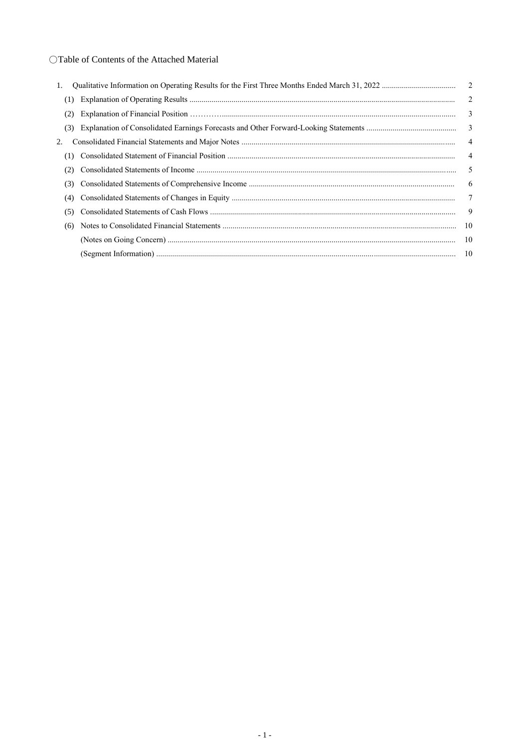○Table of Contents of the Attached Material

| | | |
|---|---|---|
| 1. | Qualitative Information on Operating Results for the First Three Months Ended March 31, 2022 | 2 |
| (1) | Explanation of Operating Results | 2 |
| (2) | Explanation of Financial Position | 3 |
| (3) | Explanation of Consolidated Earnings Forecasts and Other Forward-Looking Statements | 3 |
| 2. | Consolidated Financial Statements and Major Notes | 4 |
| (1) | Consolidated Statement of Financial Position | 4 |
| (2) | Consolidated Statements of Income | 5 |
| (3) | Consolidated Statements of Comprehensive Income | 6 |
| (4) | Consolidated Statements of Changes in Equity | 7 |
| (5) | Consolidated Statements of Cash Flows | 9 |
| (6) | Notes to Consolidated Financial Statements | 10 |
| | (Notes on Going Concern) | 10 |
| | (Segment Information) | 10 |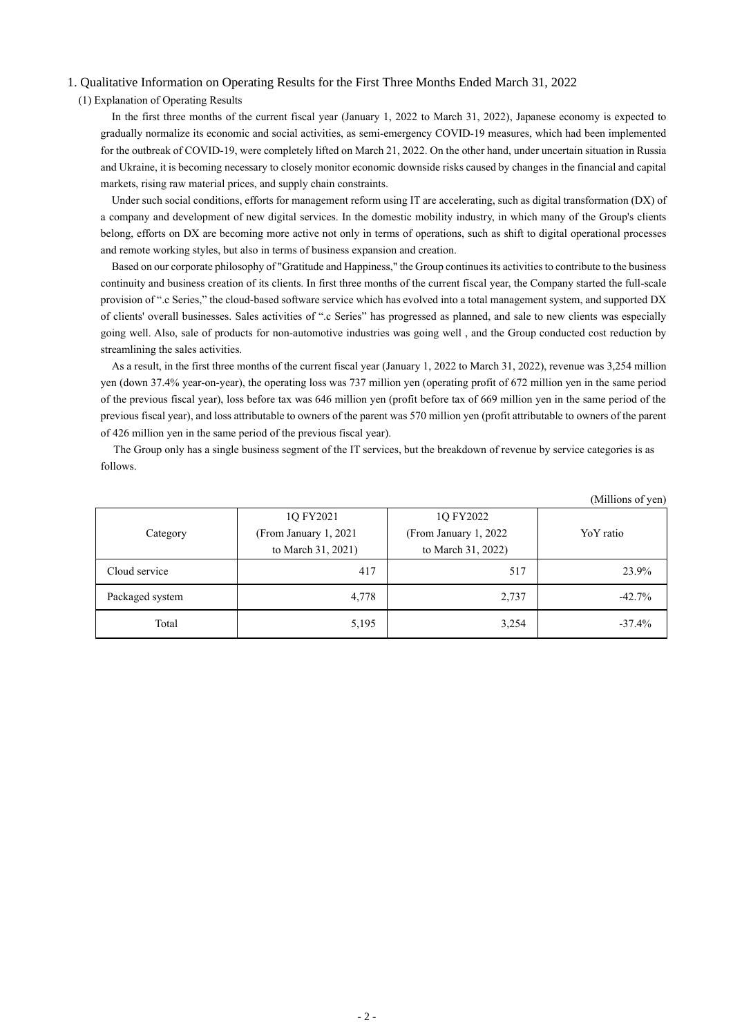## 1. Qualitative Information on Operating Results for the First Three Months Ended March 31, 2022

### (1) Explanation of Operating Results

In the first three months of the current fiscal year (January 1, 2022 to March 31, 2022), Japanese economy is expected to gradually normalize its economic and social activities, as semi-emergency COVID-19 measures, which had been implemented for the outbreak of COVID-19, were completely lifted on March 21, 2022. On the other hand, under uncertain situation in Russia and Ukraine, it is becoming necessary to closely monitor economic downside risks caused by changes in the financial and capital markets, rising raw material prices, and supply chain constraints.

Under such social conditions, efforts for management reform using IT are accelerating, such as digital transformation (DX) of a company and development of new digital services. In the domestic mobility industry, in which many of the Group's clients belong, efforts on DX are becoming more active not only in terms of operations, such as shift to digital operational processes and remote working styles, but also in terms of business expansion and creation.

Based on our corporate philosophy of "Gratitude and Happiness," the Group continues its activities to contribute to the business continuity and business creation of its clients. In first three months of the current fiscal year, the Company started the full-scale provision of ".c Series," the cloud-based software service which has evolved into a total management system, and supported DX of clients' overall businesses. Sales activities of ".c Series" has progressed as planned, and sale to new clients was especially going well. Also, sale of products for non-automotive industries was going well , and the Group conducted cost reduction by streamlining the sales activities.

As a result, in the first three months of the current fiscal year (January 1, 2022 to March 31, 2022), revenue was 3,254 million yen (down 37.4% year-on-year), the operating loss was 737 million yen (operating profit of 672 million yen in the same period of the previous fiscal year), loss before tax was 646 million yen (profit before tax of 669 million yen in the same period of the previous fiscal year), and loss attributable to owners of the parent was 570 million yen (profit attributable to owners of the parent of 426 million yen in the same period of the previous fiscal year).

The Group only has a single business segment of the IT services, but the breakdown of revenue by service categories is as follows.

(Millions of yen)

| Category | 1Q FY2021 (From January 1, 2021 to March 31, 2021) | 1Q FY2022 (From January 1, 2022 to March 31, 2022) | YoY ratio |
|---|---|---|---|
| Cloud service | 417 | 517 | 23.9% |
| Packaged system | 4,778 | 2,737 | -42.7% |
| Total | 5,195 | 3,254 | -37.4% |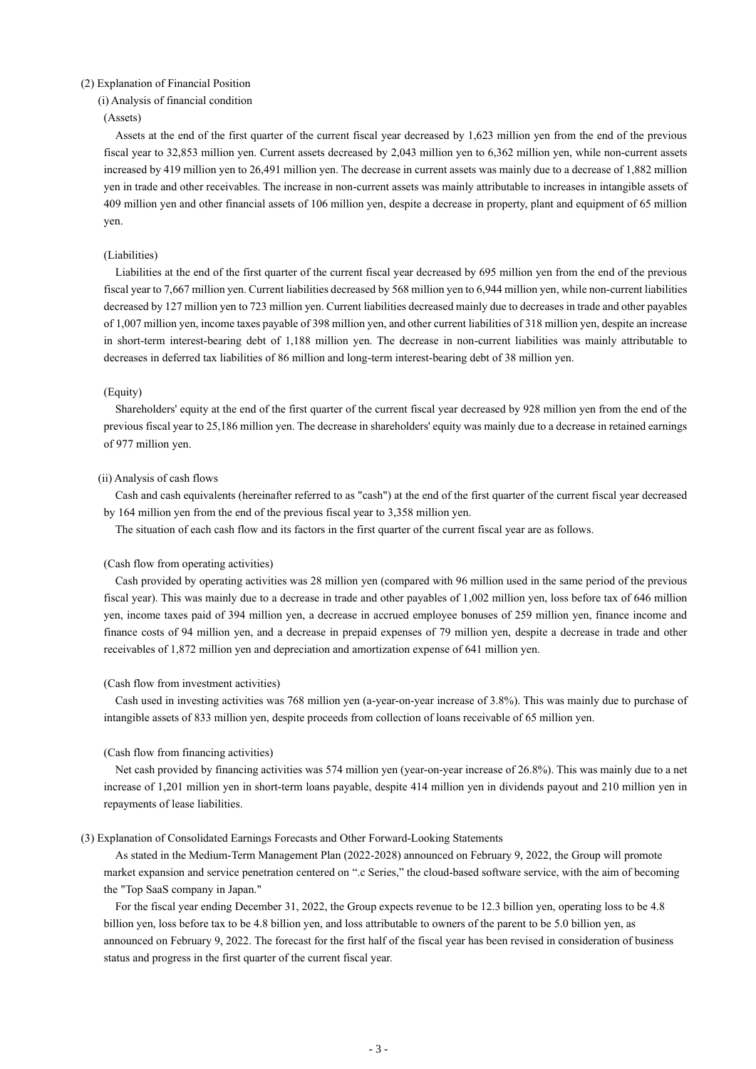## (2) Explanation of Financial Position

### (i) Analysis of financial condition

(Assets)

Assets at the end of the first quarter of the current fiscal year decreased by 1,623 million yen from the end of the previous fiscal year to 32,853 million yen. Current assets decreased by 2,043 million yen to 6,362 million yen, while non-current assets increased by 419 million yen to 26,491 million yen. The decrease in current assets was mainly due to a decrease of 1,882 million yen in trade and other receivables. The increase in non-current assets was mainly attributable to increases in intangible assets of 409 million yen and other financial assets of 106 million yen, despite a decrease in property, plant and equipment of 65 million yen.

(Liabilities)

Liabilities at the end of the first quarter of the current fiscal year decreased by 695 million yen from the end of the previous fiscal year to 7,667 million yen. Current liabilities decreased by 568 million yen to 6,944 million yen, while non-current liabilities decreased by 127 million yen to 723 million yen. Current liabilities decreased mainly due to decreases in trade and other payables of 1,007 million yen, income taxes payable of 398 million yen, and other current liabilities of 318 million yen, despite an increase in short-term interest-bearing debt of 1,188 million yen. The decrease in non-current liabilities was mainly attributable to decreases in deferred tax liabilities of 86 million and long-term interest-bearing debt of 38 million yen.

(Equity)

Shareholders' equity at the end of the first quarter of the current fiscal year decreased by 928 million yen from the end of the previous fiscal year to 25,186 million yen. The decrease in shareholders' equity was mainly due to a decrease in retained earnings of 977 million yen.

### (ii) Analysis of cash flows

Cash and cash equivalents (hereinafter referred to as "cash") at the end of the first quarter of the current fiscal year decreased by 164 million yen from the end of the previous fiscal year to 3,358 million yen.

The situation of each cash flow and its factors in the first quarter of the current fiscal year are as follows.

(Cash flow from operating activities)

Cash provided by operating activities was 28 million yen (compared with 96 million used in the same period of the previous fiscal year). This was mainly due to a decrease in trade and other payables of 1,002 million yen, loss before tax of 646 million yen, income taxes paid of 394 million yen, a decrease in accrued employee bonuses of 259 million yen, finance income and finance costs of 94 million yen, and a decrease in prepaid expenses of 79 million yen, despite a decrease in trade and other receivables of 1,872 million yen and depreciation and amortization expense of 641 million yen.

(Cash flow from investment activities)

Cash used in investing activities was 768 million yen (a-year-on-year increase of 3.8%). This was mainly due to purchase of intangible assets of 833 million yen, despite proceeds from collection of loans receivable of 65 million yen.

(Cash flow from financing activities)

Net cash provided by financing activities was 574 million yen (year-on-year increase of 26.8%). This was mainly due to a net increase of 1,201 million yen in short-term loans payable, despite 414 million yen in dividends payout and 210 million yen in repayments of lease liabilities.

## (3) Explanation of Consolidated Earnings Forecasts and Other Forward-Looking Statements

As stated in the Medium-Term Management Plan (2022-2028) announced on February 9, 2022, the Group will promote market expansion and service penetration centered on ".c Series," the cloud-based software service, with the aim of becoming the "Top SaaS company in Japan."

For the fiscal year ending December 31, 2022, the Group expects revenue to be 12.3 billion yen, operating loss to be 4.8 billion yen, loss before tax to be 4.8 billion yen, and loss attributable to owners of the parent to be 5.0 billion yen, as announced on February 9, 2022. The forecast for the first half of the fiscal year has been revised in consideration of business status and progress in the first quarter of the current fiscal year.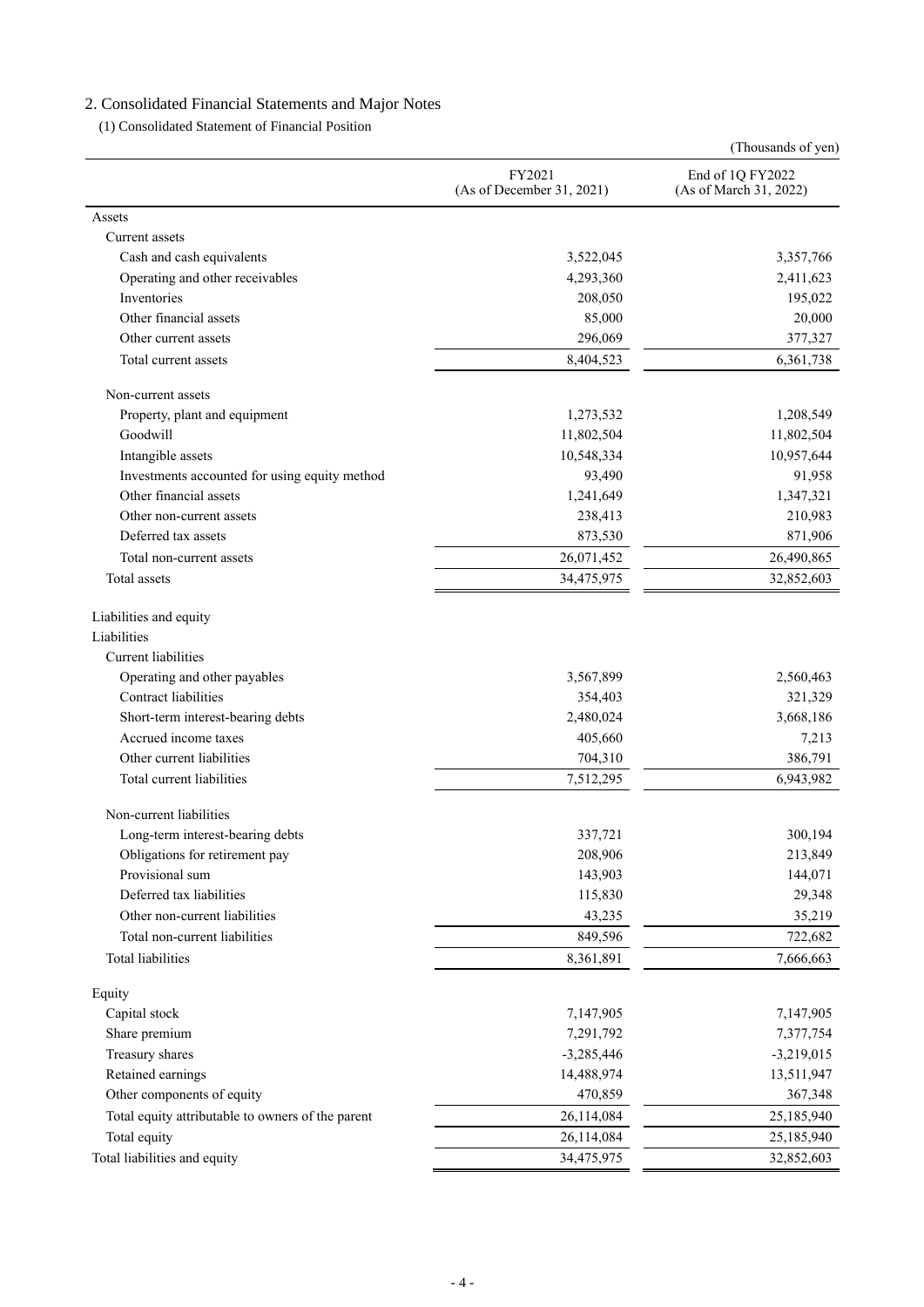## 2. Consolidated Financial Statements and Major Notes

### (1) Consolidated Statement of Financial Position

(Thousands of yen)

| | FY2021 (As of December 31, 2021) | End of 1Q FY2022 (As of March 31, 2022) |
|---|---|---|
| Assets | | |
| Current assets | | |
| Cash and cash equivalents | 3,522,045 | 3,357,766 |
| Operating and other receivables | 4,293,360 | 2,411,623 |
| Inventories | 208,050 | 195,022 |
| Other financial assets | 85,000 | 20,000 |
| Other current assets | 296,069 | 377,327 |
| Total current assets | 8,404,523 | 6,361,738 |
| Non-current assets | | |
| Property, plant and equipment | 1,273,532 | 1,208,549 |
| Goodwill | 11,802,504 | 11,802,504 |
| Intangible assets | 10,548,334 | 10,957,644 |
| Investments accounted for using equity method | 93,490 | 91,958 |
| Other financial assets | 1,241,649 | 1,347,321 |
| Other non-current assets | 238,413 | 210,983 |
| Deferred tax assets | 873,530 | 871,906 |
| Total non-current assets | 26,071,452 | 26,490,865 |
| Total assets | 34,475,975 | 32,852,603 |
| Liabilities and equity | | |
| Liabilities | | |
| Current liabilities | | |
| Operating and other payables | 3,567,899 | 2,560,463 |
| Contract liabilities | 354,403 | 321,329 |
| Short-term interest-bearing debts | 2,480,024 | 3,668,186 |
| Accrued income taxes | 405,660 | 7,213 |
| Other current liabilities | 704,310 | 386,791 |
| Total current liabilities | 7,512,295 | 6,943,982 |
| Non-current liabilities | | |
| Long-term interest-bearing debts | 337,721 | 300,194 |
| Obligations for retirement pay | 208,906 | 213,849 |
| Provisional sum | 143,903 | 144,071 |
| Deferred tax liabilities | 115,830 | 29,348 |
| Other non-current liabilities | 43,235 | 35,219 |
| Total non-current liabilities | 849,596 | 722,682 |
| Total liabilities | 8,361,891 | 7,666,663 |
| Equity | | |
| Capital stock | 7,147,905 | 7,147,905 |
| Share premium | 7,291,792 | 7,377,754 |
| Treasury shares | -3,285,446 | -3,219,015 |
| Retained earnings | 14,488,974 | 13,511,947 |
| Other components of equity | 470,859 | 367,348 |
| Total equity attributable to owners of the parent | 26,114,084 | 25,185,940 |
| Total equity | 26,114,084 | 25,185,940 |
| Total liabilities and equity | 34,475,975 | 32,852,603 |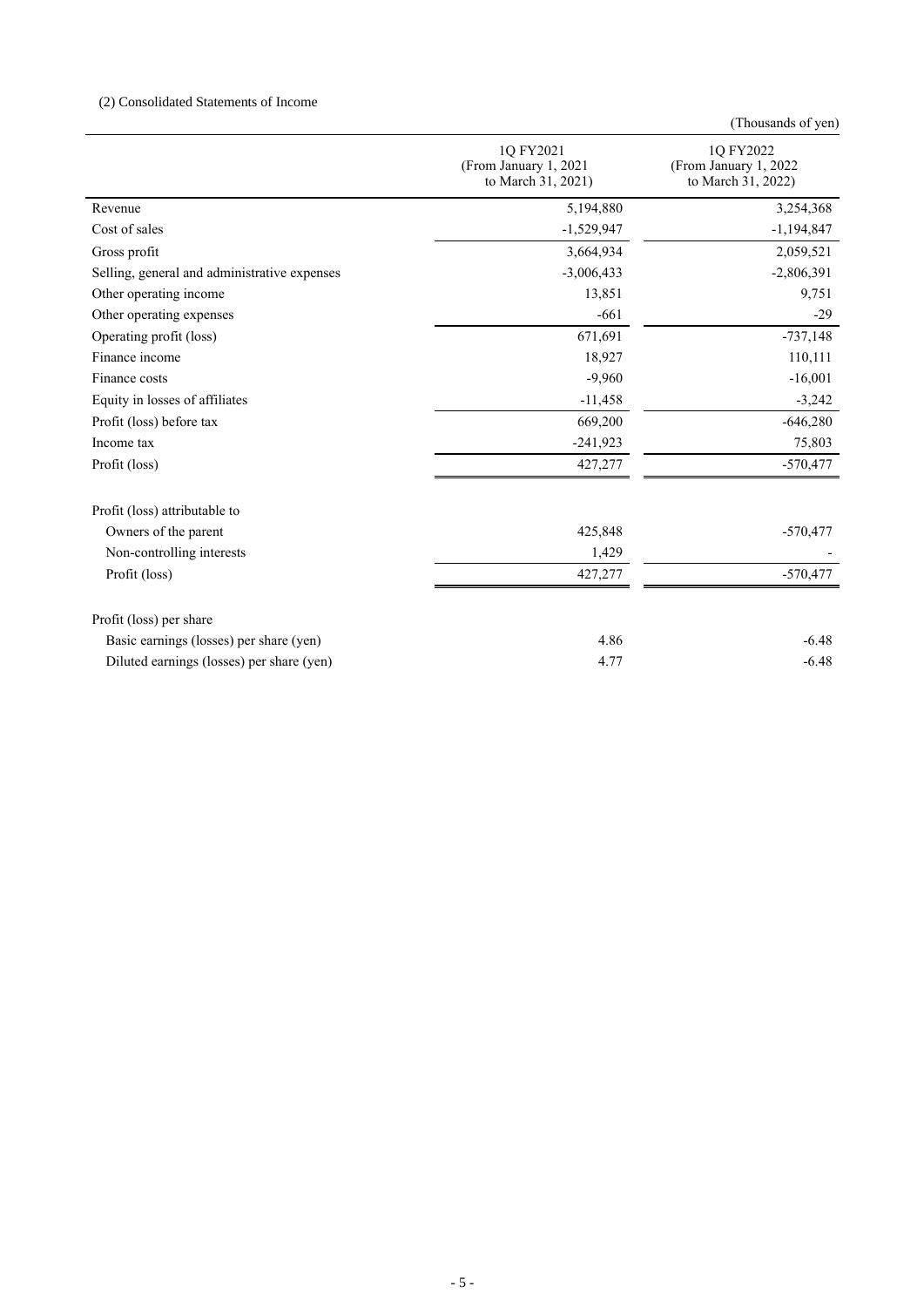(2) Consolidated Statements of Income

(Thousands of yen)

| | 1Q FY2021 (From January 1, 2021 to March 31, 2021) | 1Q FY2022 (From January 1, 2022 to March 31, 2022) |
|---|---|---|
| Revenue | 5,194,880 | 3,254,368 |
| Cost of sales | -1,529,947 | -1,194,847 |
| Gross profit | 3,664,934 | 2,059,521 |
| Selling, general and administrative expenses | -3,006,433 | -2,806,391 |
| Other operating income | 13,851 | 9,751 |
| Other operating expenses | -661 | -29 |
| Operating profit (loss) | 671,691 | -737,148 |
| Finance income | 18,927 | 110,111 |
| Finance costs | -9,960 | -16,001 |
| Equity in losses of affiliates | -11,458 | -3,242 |
| Profit (loss) before tax | 669,200 | -646,280 |
| Income tax | -241,923 | 75,803 |
| Profit (loss) | 427,277 | -570,477 |
| | | |
| Profit (loss) attributable to | | |
| Owners of the parent | 425,848 | -570,477 |
| Non-controlling interests | 1,429 | - |
| Profit (loss) | 427,277 | -570,477 |
| | | |
| Profit (loss) per share | | |
| Basic earnings (losses) per share (yen) | 4.86 | -6.48 |
| Diluted earnings (losses) per share (yen) | 4.77 | -6.48 |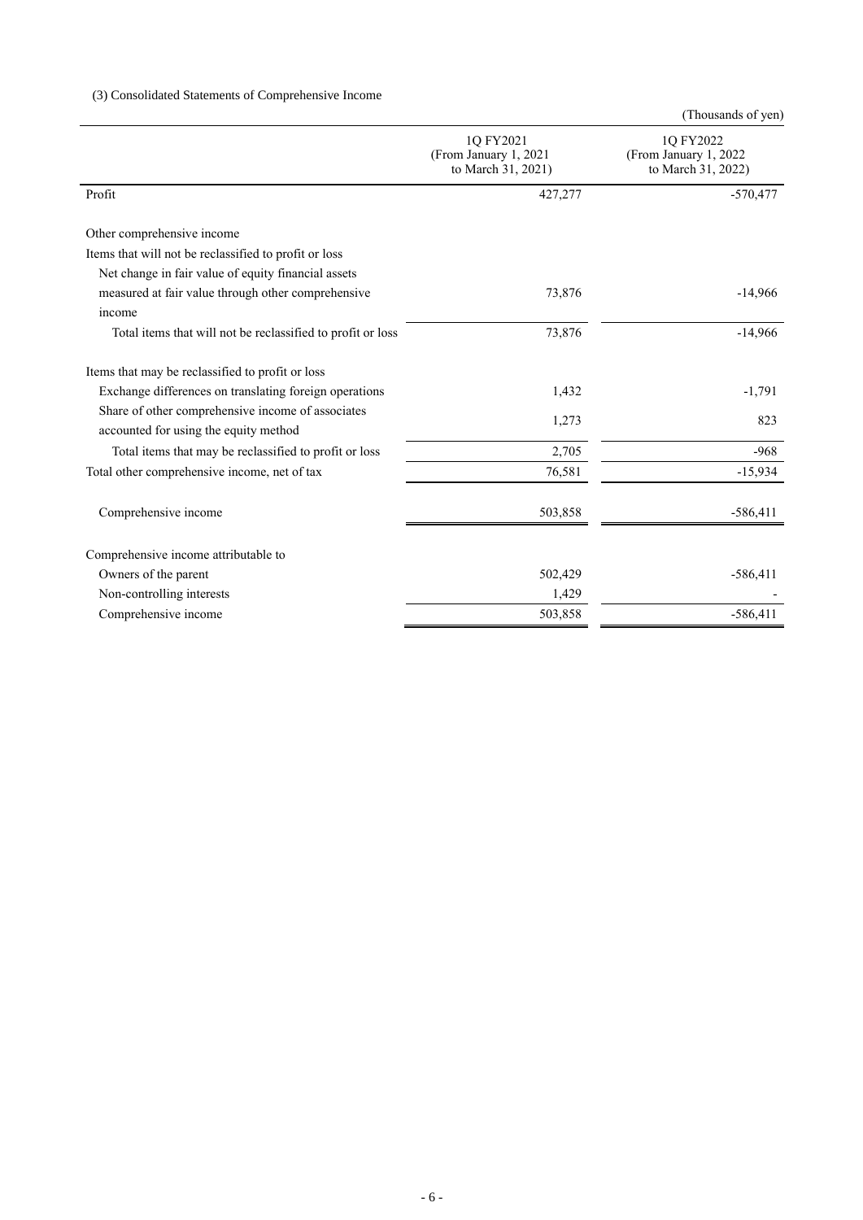(3) Consolidated Statements of Comprehensive Income

(Thousands of yen)

| | 1Q FY2021 (From January 1, 2021 to March 31, 2021) | 1Q FY2022 (From January 1, 2022 to March 31, 2022) |
|---|---|---|
| Profit | 427,277 | -570,477 |
| Other comprehensive income | | |
| Items that will not be reclassified to profit or loss | | |
| Net change in fair value of equity financial assets measured at fair value through other comprehensive income | 73,876 | -14,966 |
| Total items that will not be reclassified to profit or loss | 73,876 | -14,966 |
| Items that may be reclassified to profit or loss | | |
| Exchange differences on translating foreign operations | 1,432 | -1,791 |
| Share of other comprehensive income of associates accounted for using the equity method | 1,273 | 823 |
| Total items that may be reclassified to profit or loss | 2,705 | -968 |
| Total other comprehensive income, net of tax | 76,581 | -15,934 |
| Comprehensive income | 503,858 | -586,411 |
| Comprehensive income attributable to | | |
| Owners of the parent | 502,429 | -586,411 |
| Non-controlling interests | 1,429 | - |
| Comprehensive income | 503,858 | -586,411 |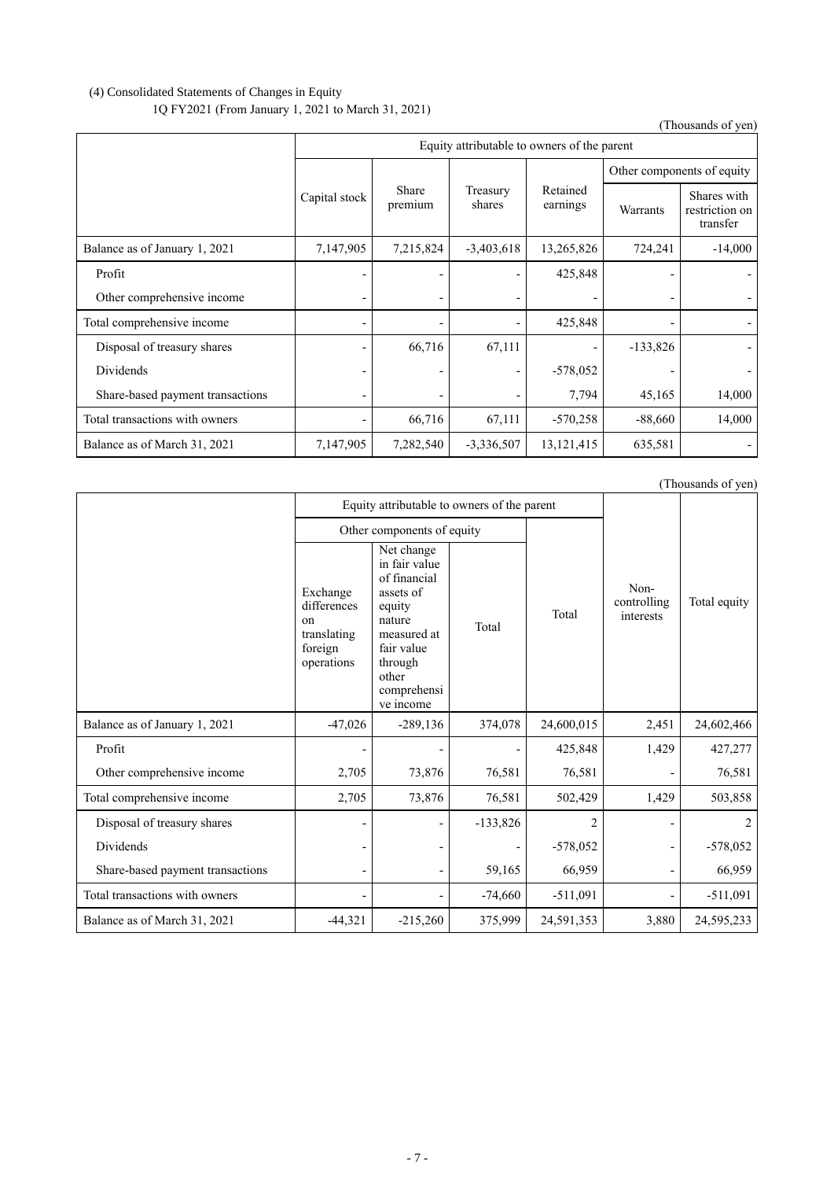(4) Consolidated Statements of Changes in Equity

1Q FY2021 (From January 1, 2021 to March 31, 2021)

(Thousands of yen)

| | Equity attributable to owners of the parent | | | | | |
|---|---|---|---|---|---|---|
| | | | | | Other components of equity | |
| | Capital stock | Share premium | Treasury shares | Retained earnings | Warrants | Shares with restriction on transfer |
| Balance as of January 1, 2021 | 7,147,905 | 7,215,824 | -3,403,618 | 13,265,826 | 724,241 | -14,000 |
| Profit | - | - | - | 425,848 | - | - |
| Other comprehensive income | - | - | - | - | - | - |
| Total comprehensive income | - | - | - | 425,848 | - | - |
| Disposal of treasury shares | - | 66,716 | 67,111 | - | -133,826 | - |
| Dividends | - | - | - | -578,052 | - | - |
| Share-based payment transactions | - | - | - | 7,794 | 45,165 | 14,000 |
| Total transactions with owners | - | 66,716 | 67,111 | -570,258 | -88,660 | 14,000 |
| Balance as of March 31, 2021 | 7,147,905 | 7,282,540 | -3,336,507 | 13,121,415 | 635,581 | - |

(Thousands of yen)

| | Equity attributable to owners of the parent | | | | Non-controlling interests | Total equity |
|---|---|---|---|---|---|---|
| | Other components of equity | | | Total | | |
| | Exchange differences on translating foreign operations | Net change in fair value of financial assets of equity nature measured at fair value through other comprehensive income | Total | | | |
| Balance as of January 1, 2021 | -47,026 | -289,136 | 374,078 | 24,600,015 | 2,451 | 24,602,466 |
| Profit | - | - | - | 425,848 | 1,429 | 427,277 |
| Other comprehensive income | 2,705 | 73,876 | 76,581 | 76,581 | - | 76,581 |
| Total comprehensive income | 2,705 | 73,876 | 76,581 | 502,429 | 1,429 | 503,858 |
| Disposal of treasury shares | - | - | -133,826 | 2 | - | 2 |
| Dividends | - | - | - | -578,052 | - | -578,052 |
| Share-based payment transactions | - | - | 59,165 | 66,959 | - | 66,959 |
| Total transactions with owners | - | - | -74,660 | -511,091 | - | -511,091 |
| Balance as of March 31, 2021 | -44,321 | -215,260 | 375,999 | 24,591,353 | 3,880 | 24,595,233 |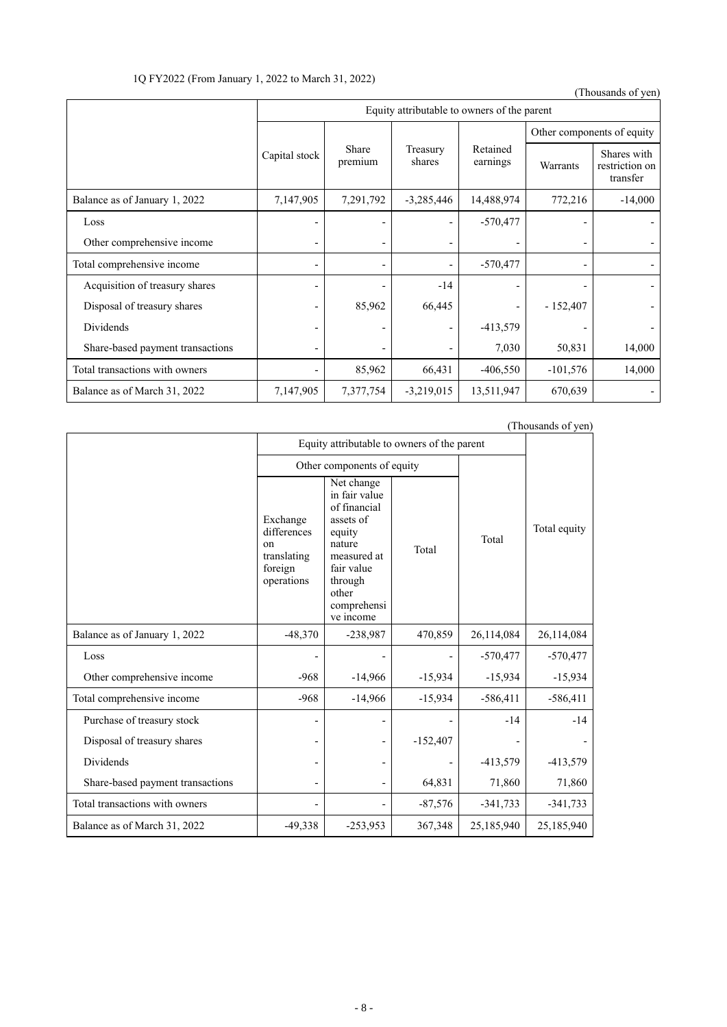1Q FY2022 (From January 1, 2022 to March 31, 2022)

(Thousands of yen)

| | Equity attributable to owners of the parent | | | | | |
|---|---|---|---|---|---|---|
| | | | | | Other components of equity | |
| | Capital stock | Share premium | Treasury shares | Retained earnings | Warrants | Shares with restriction on transfer |
| Balance as of January 1, 2022 | 7,147,905 | 7,291,792 | -3,285,446 | 14,488,974 | 772,216 | -14,000 |
| Loss | - | - | - | -570,477 | - | - |
| Other comprehensive income | - | - | - | - | - | - |
| Total comprehensive income | - | - | - | -570,477 | - | - |
| Acquisition of treasury shares | - | - | -14 | - | - | - |
| Disposal of treasury shares | - | 85,962 | 66,445 | - | - 152,407 | - |
| Dividends | - | - | - | -413,579 | - | - |
| Share-based payment transactions | - | - | - | 7,030 | 50,831 | 14,000 |
| Total transactions with owners | - | 85,962 | 66,431 | -406,550 | -101,576 | 14,000 |
| Balance as of March 31, 2022 | 7,147,905 | 7,377,754 | -3,219,015 | 13,511,947 | 670,639 | - |

(Thousands of yen)

| | Equity attributable to owners of the parent | | | | Total equity |
|---|---|---|---|---|---|
| | Other components of equity | | | Total | |
| | Exchange differences on translating foreign operations | Net change in fair value of financial assets of equity nature measured at fair value through other comprehensive income | Total | | |
| Balance as of January 1, 2022 | -48,370 | -238,987 | 470,859 | 26,114,084 | 26,114,084 |
| Loss | - | - | - | -570,477 | -570,477 |
| Other comprehensive income | -968 | -14,966 | -15,934 | -15,934 | -15,934 |
| Total comprehensive income | -968 | -14,966 | -15,934 | -586,411 | -586,411 |
| Purchase of treasury stock | - | - | - | -14 | -14 |
| Disposal of treasury shares | - | - | -152,407 | - | - |
| Dividends | - | - | - | -413,579 | -413,579 |
| Share-based payment transactions | - | - | 64,831 | 71,860 | 71,860 |
| Total transactions with owners | - | - | -87,576 | -341,733 | -341,733 |
| Balance as of March 31, 2022 | -49,338 | -253,953 | 367,348 | 25,185,940 | 25,185,940 |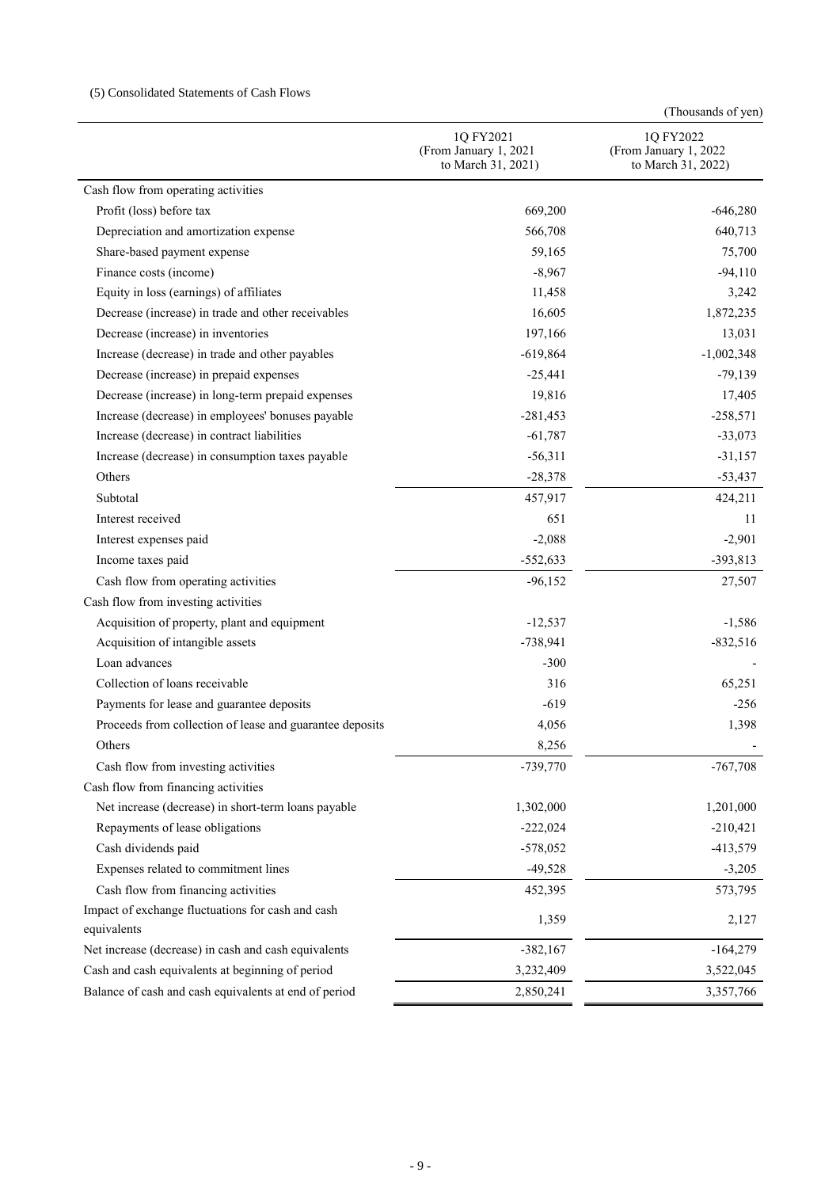(5) Consolidated Statements of Cash Flows

(Thousands of yen)

| | 1Q FY2021 (From January 1, 2021 to March 31, 2021) | 1Q FY2022 (From January 1, 2022 to March 31, 2022) |
|---|---|---|
| Cash flow from operating activities | | |
| Profit (loss) before tax | 669,200 | -646,280 |
| Depreciation and amortization expense | 566,708 | 640,713 |
| Share-based payment expense | 59,165 | 75,700 |
| Finance costs (income) | -8,967 | -94,110 |
| Equity in loss (earnings) of affiliates | 11,458 | 3,242 |
| Decrease (increase) in trade and other receivables | 16,605 | 1,872,235 |
| Decrease (increase) in inventories | 197,166 | 13,031 |
| Increase (decrease) in trade and other payables | -619,864 | -1,002,348 |
| Decrease (increase) in prepaid expenses | -25,441 | -79,139 |
| Decrease (increase) in long-term prepaid expenses | 19,816 | 17,405 |
| Increase (decrease) in employees' bonuses payable | -281,453 | -258,571 |
| Increase (decrease) in contract liabilities | -61,787 | -33,073 |
| Increase (decrease) in consumption taxes payable | -56,311 | -31,157 |
| Others | -28,378 | -53,437 |
| Subtotal | 457,917 | 424,211 |
| Interest received | 651 | 11 |
| Interest expenses paid | -2,088 | -2,901 |
| Income taxes paid | -552,633 | -393,813 |
| Cash flow from operating activities | -96,152 | 27,507 |
| Cash flow from investing activities | | |
| Acquisition of property, plant and equipment | -12,537 | -1,586 |
| Acquisition of intangible assets | -738,941 | -832,516 |
| Loan advances | -300 | - |
| Collection of loans receivable | 316 | 65,251 |
| Payments for lease and guarantee deposits | -619 | -256 |
| Proceeds from collection of lease and guarantee deposits | 4,056 | 1,398 |
| Others | 8,256 | - |
| Cash flow from investing activities | -739,770 | -767,708 |
| Cash flow from financing activities | | |
| Net increase (decrease) in short-term loans payable | 1,302,000 | 1,201,000 |
| Repayments of lease obligations | -222,024 | -210,421 |
| Cash dividends paid | -578,052 | -413,579 |
| Expenses related to commitment lines | -49,528 | -3,205 |
| Cash flow from financing activities | 452,395 | 573,795 |
| Impact of exchange fluctuations for cash and cash equivalents | 1,359 | 2,127 |
| Net increase (decrease) in cash and cash equivalents | -382,167 | -164,279 |
| Cash and cash equivalents at beginning of period | 3,232,409 | 3,522,045 |
| Balance of cash and cash equivalents at end of period | 2,850,241 | 3,357,766 |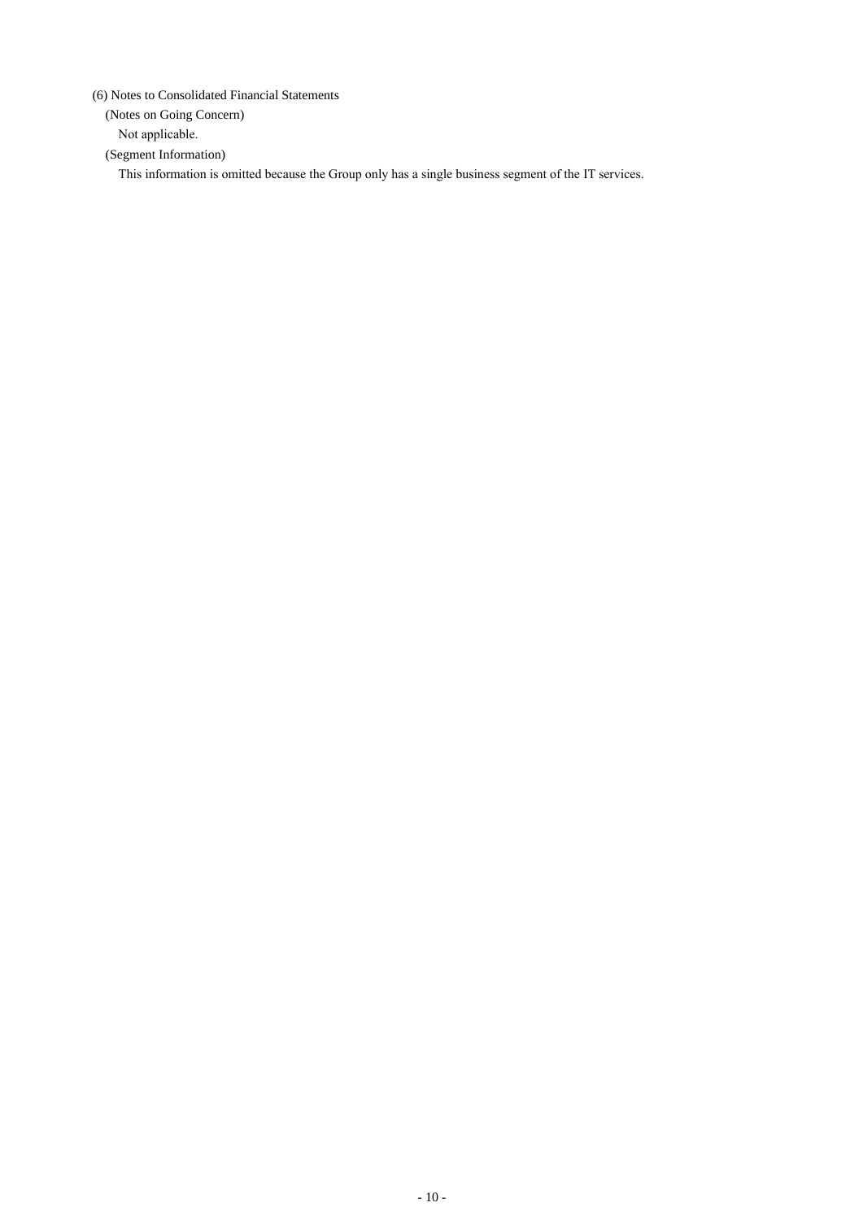### (6) Notes to Consolidated Financial Statements

(Notes on Going Concern)

Not applicable.

(Segment Information)

This information is omitted because the Group only has a single business segment of the IT services.